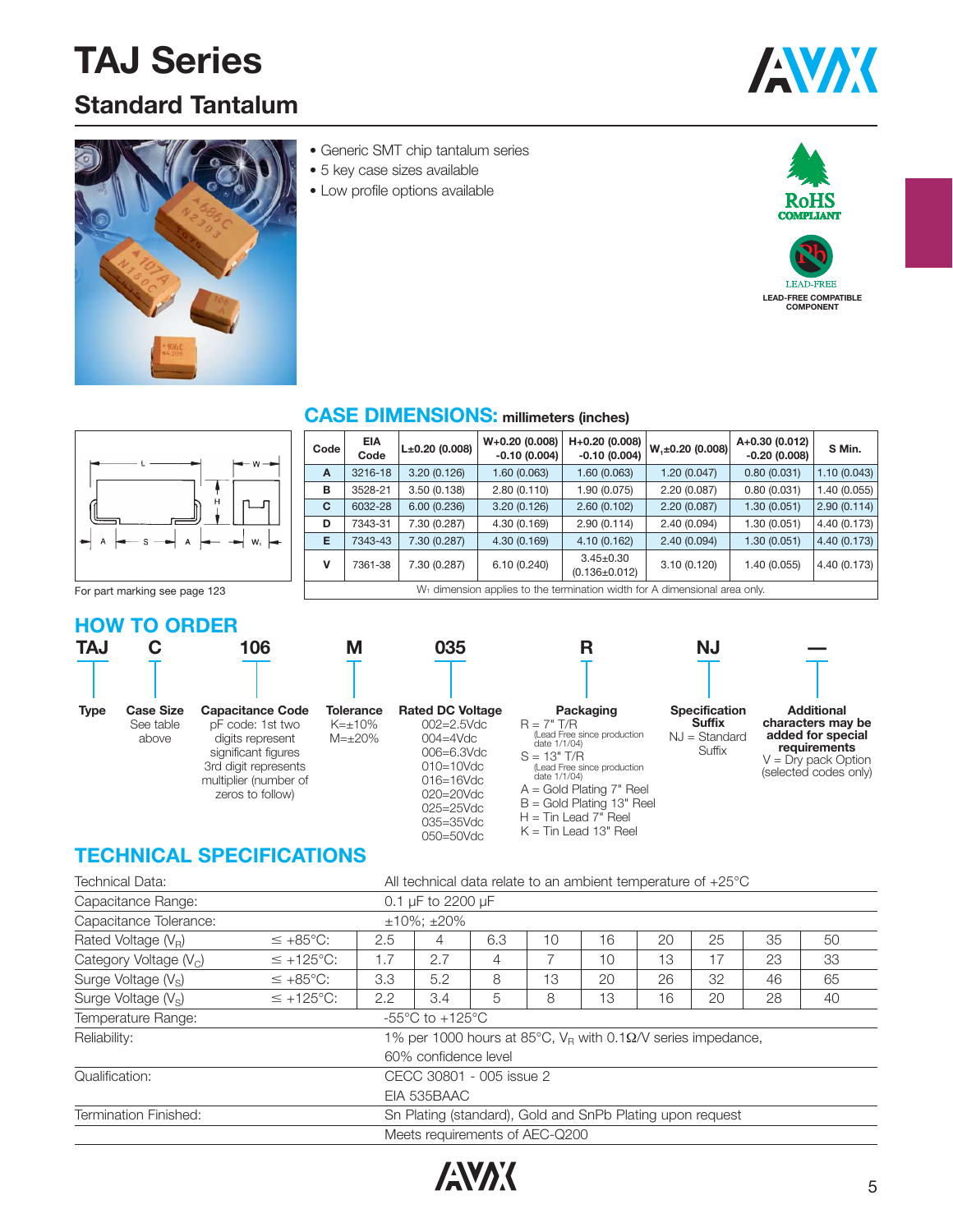# TAJ Series

## Standard Tantalum

- Generic SMT chip tantalum series
- 5 key case sizes available
- Low profile options available

RoHS COMPLIANT

LEAD-FREE

LEAD-FREE COMPATIBLE COMPONENT

## CASE DIMENSIONS: millimeters (inches)

| Code | EIA Code | L±0.20 (0.008) | W+0.20 (0.008) -0.10 (0.004) | H+0.20 (0.008) -0.10 (0.004) | $W_1$±0.20 (0.008) | A+0.30 (0.012) -0.20 (0.008) | S Min. |
|---|---|---|---|---|---|---|---|
| A | 3216-18 | 3.20 (0.126) | 1.60 (0.063) | 1.60 (0.063) | 1.20 (0.047) | 0.80 (0.031) | 1.10 (0.043) |
| B | 3528-21 | 3.50 (0.138) | 2.80 (0.110) | 1.90 (0.075) | 2.20 (0.087) | 0.80 (0.031) | 1.40 (0.055) |
| C | 6032-28 | 6.00 (0.236) | 3.20 (0.126) | 2.60 (0.102) | 2.20 (0.087) | 1.30 (0.051) | 2.90 (0.114) |
| D | 7343-31 | 7.30 (0.287) | 4.30 (0.169) | 2.90 (0.114) | 2.40 (0.094) | 1.30 (0.051) | 4.40 (0.173) |
| E | 7343-43 | 7.30 (0.287) | 4.30 (0.169) | 4.10 (0.162) | 2.40 (0.094) | 1.30 (0.051) | 4.40 (0.173) |
| V | 7361-38 | 7.30 (0.287) | 6.10 (0.240) | 3.45±0.30 (0.136±0.012) | 3.10 (0.120) | 1.40 (0.055) | 4.40 (0.173) |

$W_1$ dimension applies to the termination width for A dimensional area only.

For part marking see page 123

## HOW TO ORDER

| TAJ | C | 106 | M | 035 | R | NJ | — |
|---|---|---|---|---|---|---|---|
| **Type** | **Case Size** See table above | **Capacitance Code** pF code: 1st two digits represent significant figures 3rd digit represents multiplier (number of zeros to follow) | **Tolerance** K=±10% M=±20% | **Rated DC Voltage** 002=2.5Vdc 004=4Vdc 006=6.3Vdc 010=10Vdc 016=16Vdc 020=20Vdc 025=25Vdc 035=35Vdc 050=50Vdc | **Packaging** R = 7" T/R (Lead Free since production date 1/1/04) S = 13" T/R (Lead Free since production date 1/1/04) A = Gold Plating 7" Reel B = Gold Plating 13" Reel H = Tin Lead 7" Reel K = Tin Lead 13" Reel | **Specification Suffix** NJ = Standard Suffix | **Additional characters may be added for special requirements** V = Dry pack Option (selected codes only) |

## TECHNICAL SPECIFICATIONS

| Technical Data: | | All technical data relate to an ambient temperature of +25°C | | | | | | | | |
|---|---|---|---|---|---|---|---|---|---|---|
| Capacitance Range: | | 0.1 µF to 2200 µF | | | | | | | | |
| Capacitance Tolerance: | | ±10%; ±20% | | | | | | | | |
| Rated Voltage ($V_R$) | ≤ +85°C: | 2.5 | 4 | 6.3 | 10 | 16 | 20 | 25 | 35 | 50 |
| Category Voltage ($V_C$) | ≤ +125°C: | 1.7 | 2.7 | 4 | 7 | 10 | 13 | 17 | 23 | 33 |
| Surge Voltage ($V_S$) | ≤ +85°C: | 3.3 | 5.2 | 8 | 13 | 20 | 26 | 32 | 46 | 65 |
| Surge Voltage ($V_S$) | ≤ +125°C: | 2.2 | 3.4 | 5 | 8 | 13 | 16 | 20 | 28 | 40 |
| Temperature Range: | | -55°C to +125°C | | | | | | | | |
| Reliability: | | 1% per 1000 hours at 85°C, $V_R$ with 0.1Ω/V series impedance, 60% confidence level | | | | | | | | |
| Qualification: | | CECC 30801 - 005 issue 2 EIA 535BAAC | | | | | | | | |
| Termination Finished: | | Sn Plating (standard), Gold and SnPb Plating upon request | | | | | | | | |
| | | Meets requirements of AEC-Q200 | | | | | | | | |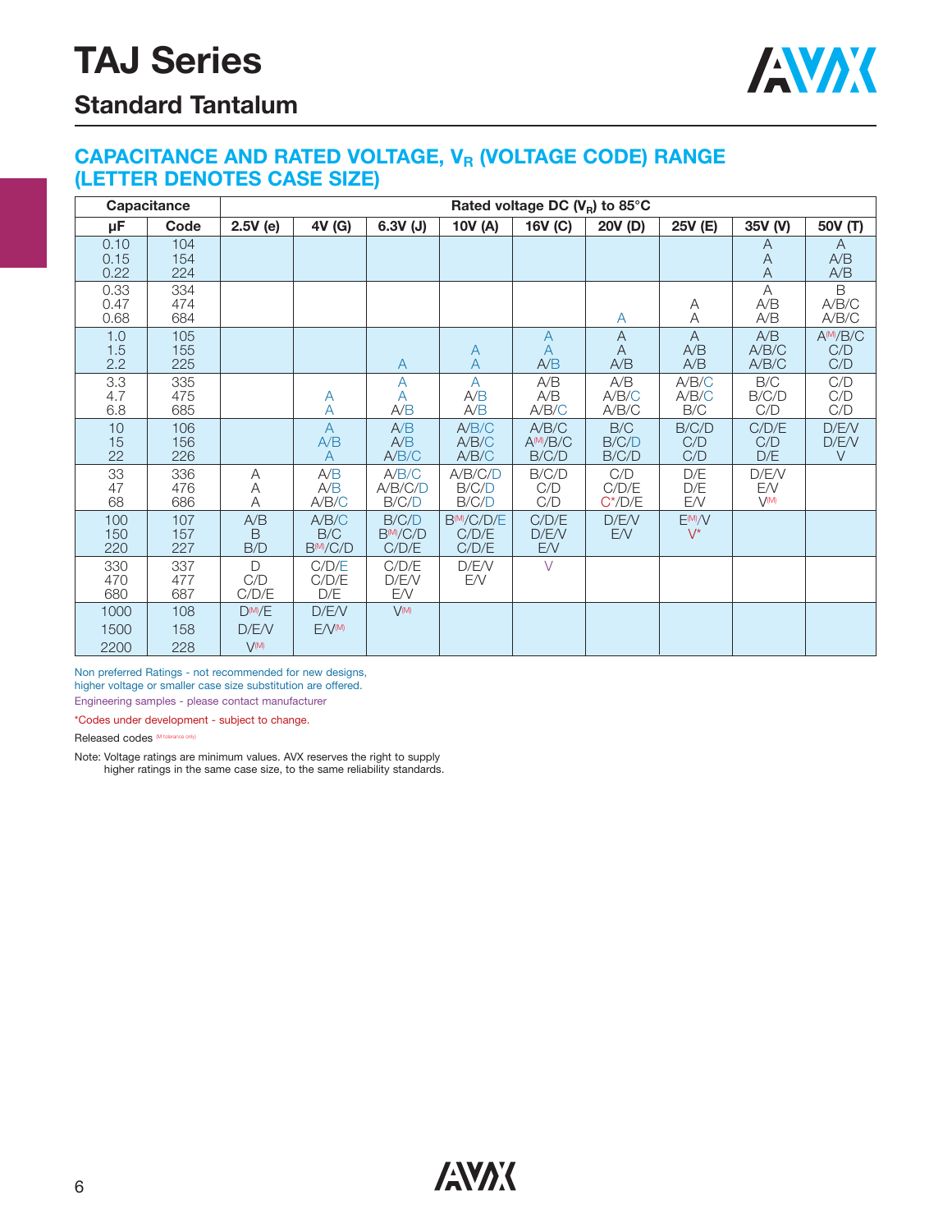# TAJ Series

## Standard Tantalum

### CAPACITANCE AND RATED VOLTAGE, $V_R$ (VOLTAGE CODE) RANGE (LETTER DENOTES CASE SIZE)

| Capacitance | | Rated voltage DC ($V_R$) to 85°C | | | | | | | | |
|---|---|---|---|---|---|---|---|---|---|---|
| μF | Code | 2.5V (e) | 4V (G) | 6.3V (J) | 10V (A) | 16V (C) | 20V (D) | 25V (E) | 35V (V) | 50V (T) |
| 0.10 | 104 | | | | | | | | A | A |
| 0.15 | 154 | | | | | | | | A | A/B |
| 0.22 | 224 | | | | | | | | A | A/B |
| 0.33 | 334 | | | | | | | | A | B |
| 0.47 | 474 | | | | | | | A | A/B | A/B/C |
| 0.68 | 684 | | | | | | A | A | A/B | A/B/C |
| 1.0 | 105 | | | | | A | A | A | A/B | A(M)/B/C |
| 1.5 | 155 | | | | A | A | A | A/B | A/B/C | C/D |
| 2.2 | 225 | | | A | A | A/B | A/B | A/B | A/B/C | C/D |
| 3.3 | 335 | | | A | A | A/B | A/B | A/B/C | B/C | C/D |
| 4.7 | 475 | | A | A | A/B | A/B | A/B/C | A/B/C | B/C/D | C/D |
| 6.8 | 685 | | A | A/B | A/B | A/B/C | A/B/C | B/C | C/D | C/D |
| 10 | 106 | | A | A/B | A/B/C | A/B/C | B/C | B/C/D | C/D/E | D/E/V |
| 15 | 156 | | A/B | A/B | A/B/C | A(M)/B/C | B/C/D | C/D | C/D | D/E/V |
| 22 | 226 | | A | A/B/C | A/B/C | B/C/D | B/C/D | C/D | D/E | V |
| 33 | 336 | A | A/B | A/B/C | A/B/C/D | B/C/D | C/D | D/E | D/E/V | |
| 47 | 476 | A | A/B | A/B/C/D | B/C/D | C/D | C/D/E | D/E | E/V | |
| 68 | 686 | A | A/B/C | B/C/D | B/C/D | C/D | C*/D/E | E/V | V(M) | |
| 100 | 107 | A/B | A/B/C | B/C/D | B(M)/C/D/E | C/D/E | D/E/V | E(M)/V | | |
| 150 | 157 | B | B/C | B(M)/C/D | C/D/E | D/E/V | E/V | V* | | |
| 220 | 227 | B/D | B(M)/C/D | C/D/E | C/D/E | E/V | | | | |
| 330 | 337 | D | C/D/E | C/D/E | D/E/V | V | | | | |
| 470 | 477 | C/D | C/D/E | D/E/V | E/V | | | | | |
| 680 | 687 | C/D/E | D/E | E/V | | | | | | |
| 1000 | 108 | D(M)/E | D/E/V | V(M) | | | | | | |
| 1500 | 158 | D/E/V | E/V(M) | | | | | | | |
| 2200 | 228 | V(M) | | | | | | | | |

Non preferred Ratings - not recommended for new designs, higher voltage or smaller case size substitution are offered.

Engineering samples - please contact manufacturer

*Codes under development - subject to change.

Released codes (M tolerance only)

Note: Voltage ratings are minimum values. AVX reserves the right to supply higher ratings in the same case size, to the same reliability standards.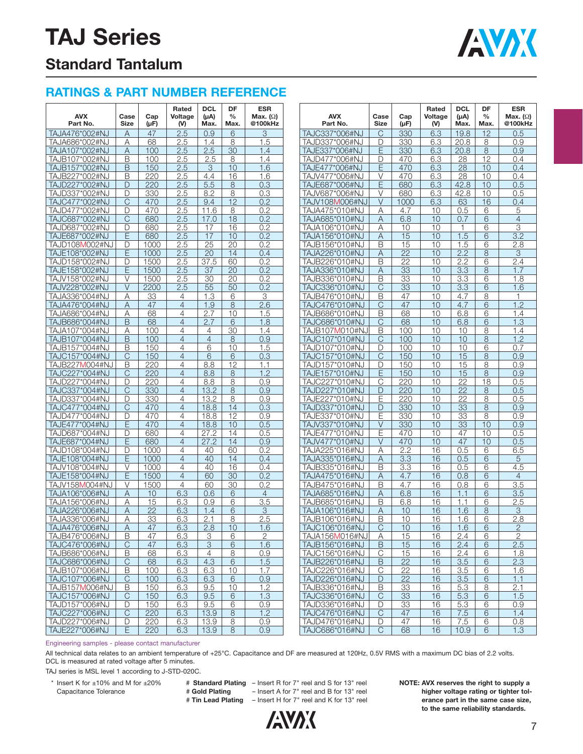# TAJ Series

## Standard Tantalum

## RATINGS & PART NUMBER REFERENCE

| AVX Part No. | Case Size | Cap (μF) | Rated Voltage (V) | DCL (μA) Max. | DF % Max. | ESR Max. (Ω) @100kHz |
|---|---|---|---|---|---|---|
| TAJA476*002#NJ | A | 47 | 2.5 | 0.9 | 6 | 3 |
| TAJA686*002#NJ | A | 68 | 2.5 | 1.4 | 8 | 1.5 |
| TAJA107*002#NJ | A | 100 | 2.5 | 2.5 | 30 | 1.4 |
| TAJB107*002#NJ | B | 100 | 2.5 | 2.5 | 8 | 1.4 |
| TAJB157*002#NJ | B | 150 | 2.5 | 3 | 10 | 1.6 |
| TAJB227*002#NJ | B | 220 | 2.5 | 4.4 | 16 | 1.6 |
| TAJD227*002#NJ | D | 220 | 2.5 | 5.5 | 8 | 0.3 |
| TAJD337*002#NJ | D | 330 | 2.5 | 8.2 | 8 | 0.3 |
| TAJC477*002#NJ | C | 470 | 2.5 | 9.4 | 12 | 0.2 |
| TAJD477*002#NJ | D | 470 | 2.5 | 11.6 | 8 | 0.2 |
| TAJC687*002#NJ | C | 680 | 2.5 | 17.0 | 18 | 0.2 |
| TAJD687*002#NJ | D | 680 | 2.5 | 17 | 16 | 0.2 |
| TAJE687*002#NJ | E | 680 | 2.5 | 17 | 10 | 0.2 |
| TAJD108M002#NJ | D | 1000 | 2.5 | 25 | 20 | 0.2 |
| TAJE108*002#NJ | E | 1000 | 2.5 | 20 | 14 | 0.4 |
| TAJD158*002#NJ | D | 1500 | 2.5 | 37.5 | 60 | 0.2 |
| TAJE158*002#NJ | E | 1500 | 2.5 | 37 | 20 | 0.2 |
| TAJV158*002#NJ | V | 1500 | 2.5 | 30 | 20 | 0.2 |
| TAJV228*002#NJ | V | 2200 | 2.5 | 55 | 50 | 0.2 |
| TAJA336*004#NJ | A | 33 | 4 | 1.3 | 6 | 3 |
| TAJA476*004#NJ | A | 47 | 4 | 1.9 | 8 | 2.6 |
| TAJA686*004#NJ | A | 68 | 4 | 2.7 | 10 | 1.5 |
| TAJB686*004#NJ | B | 68 | 4 | 2.7 | 6 | 1.8 |
| TAJA107*004#NJ | A | 100 | 4 | 4 | 30 | 1.4 |
| TAJB107*004#NJ | B | 100 | 4 | 4 | 8 | 0.9 |
| TAJB157*004#NJ | B | 150 | 4 | 6 | 10 | 1.5 |
| TAJC157*004#NJ | C | 150 | 4 | 6 | 6 | 0.3 |
| TAJB227M004#NJ | B | 220 | 4 | 8.8 | 12 | 1.1 |
| TAJC227*004#NJ | C | 220 | 4 | 8.8 | 8 | 1.2 |
| TAJD227*004#NJ | D | 220 | 4 | 8.8 | 8 | 0.9 |
| TAJC337*004#NJ | C | 330 | 4 | 13.2 | 8 | 0.9 |
| TAJD337*004#NJ | D | 330 | 4 | 13.2 | 8 | 0.9 |
| TAJC477*004#NJ | C | 470 | 4 | 18.8 | 14 | 0.3 |
| TAJD477*004#NJ | D | 470 | 4 | 18.8 | 12 | 0.9 |
| TAJE477*004#NJ | E | 470 | 4 | 18.8 | 10 | 0.5 |
| TAJD687*004#NJ | D | 680 | 4 | 27.2 | 14 | 0.5 |
| TAJE687*004#NJ | E | 680 | 4 | 27.2 | 14 | 0.9 |
| TAJD108*004#NJ | D | 1000 | 4 | 40 | 60 | 0.2 |
| TAJE108*004#NJ | E | 1000 | 4 | 40 | 14 | 0.4 |
| TAJV108*004#NJ | V | 1000 | 4 | 40 | 16 | 0.4 |
| TAJE158*004#NJ | E | 1500 | 4 | 60 | 30 | 0.2 |
| TAJV158M004#NJ | V | 1500 | 4 | 60 | 30 | 0.2 |
| TAJA106*006#NJ | A | 10 | 6.3 | 0.6 | 6 | 4 |
| TAJA156*006#NJ | A | 15 | 6.3 | 0.9 | 6 | 3.5 |
| TAJA226*006#NJ | A | 22 | 6.3 | 1.4 | 6 | 3 |
| TAJA336*006#NJ | A | 33 | 6.3 | 2.1 | 8 | 2.5 |
| TAJA476*006#NJ | A | 47 | 6.3 | 2.8 | 10 | 1.6 |
| TAJB476*006#NJ | B | 47 | 6.3 | 3 | 6 | 2 |
| TAJC476*006#NJ | C | 47 | 6.3 | 3 | 6 | 1.6 |
| TAJB686*006#NJ | B | 68 | 6.3 | 4 | 8 | 0.9 |
| TAJC686*006#NJ | C | 68 | 6.3 | 4.3 | 6 | 1.5 |
| TAJB107*006#NJ | B | 100 | 6.3 | 6.3 | 10 | 1.7 |
| TAJC107*006#NJ | C | 100 | 6.3 | 6.3 | 6 | 0.9 |
| TAJB157M006#NJ | B | 150 | 6.3 | 9.5 | 10 | 1.2 |
| TAJC157*006#NJ | C | 150 | 6.3 | 9.5 | 6 | 1.3 |
| TAJD157*006#NJ | D | 150 | 6.3 | 9.5 | 6 | 0.9 |
| TAJC227*006#NJ | C | 220 | 6.3 | 13.9 | 8 | 1.2 |
| TAJD227*006#NJ | D | 220 | 6.3 | 13.9 | 8 | 0.9 |
| TAJE227*006#NJ | E | 220 | 6.3 | 13.9 | 8 | 0.9 |
| TAJC337*006#NJ | C | 330 | 6.3 | 19.8 | 12 | 0.5 |
| TAJD337*006#NJ | D | 330 | 6.3 | 20.8 | 8 | 0.9 |
| TAJE337*006#NJ | E | 330 | 6.3 | 20.8 | 8 | 0.9 |
| TAJD477*006#NJ | D | 470 | 6.3 | 28 | 12 | 0.4 |
| TAJE477*006#NJ | E | 470 | 6.3 | 28 | 10 | 0.4 |
| TAJV477*006#NJ | V | 470 | 6.3 | 28 | 10 | 0.4 |
| TAJE687*006#NJ | E | 680 | 6.3 | 42.8 | 10 | 0.5 |
| TAJV687*006#NJ | V | 680 | 6.3 | 42.8 | 10 | 0.5 |
| TAJV108M006#NJ | V | 1000 | 6.3 | 63 | 16 | 0.4 |
| TAJA475*010#NJ | A | 4.7 | 10 | 0.5 | 6 | 5 |
| TAJA685*010#NJ | A | 6.8 | 10 | 0.7 | 6 | 4 |
| TAJA106*010#NJ | A | 10 | 10 | 1 | 6 | 3 |
| TAJA156*010#NJ | A | 15 | 10 | 1.5 | 6 | 3.2 |
| TAJB156*010#NJ | B | 15 | 10 | 1.5 | 6 | 2.8 |
| TAJA226*010#NJ | A | 22 | 10 | 2.2 | 8 | 3 |
| TAJB226*010#NJ | B | 22 | 10 | 2.2 | 6 | 2.4 |
| TAJA336*010#NJ | A | 33 | 10 | 3.3 | 8 | 1.7 |
| TAJB336*010#NJ | B | 33 | 10 | 3.3 | 6 | 1.8 |
| TAJC336*010#NJ | C | 33 | 10 | 3.3 | 6 | 1.6 |
| TAJB476*010#NJ | B | 47 | 10 | 4.7 | 8 | 1 |
| TAJC476*010#NJ | C | 47 | 10 | 4.7 | 6 | 1.2 |
| TAJB686*010#NJ | B | 68 | 10 | 6.8 | 6 | 1.4 |
| TAJC686*010#NJ | C | 68 | 10 | 6.8 | 6 | 1.3 |
| TAJB107M010#NJ | B | 100 | 10 | 10 | 8 | 1.4 |
| TAJC107*010#NJ | C | 100 | 10 | 10 | 8 | 1.2 |
| TAJD107*010#NJ | D | 100 | 10 | 10 | 6 | 0.7 |
| TAJC157*010#NJ | C | 150 | 10 | 15 | 8 | 0.9 |
| TAJD157*010#NJ | D | 150 | 10 | 15 | 8 | 0.9 |
| TAJE157*010#NJ | E | 150 | 10 | 15 | 8 | 0.9 |
| TAJC227*010#NJ | C | 220 | 10 | 22 | 18 | 0.5 |
| TAJD227*010#NJ | D | 220 | 10 | 22 | 8 | 0.5 |
| TAJE227*010#NJ | E | 220 | 10 | 22 | 8 | 0.5 |
| TAJD337*010#NJ | D | 330 | 10 | 33 | 8 | 0.9 |
| TAJE337*010#NJ | E | 330 | 10 | 33 | 8 | 0.9 |
| TAJV337*010#NJ | V | 330 | 10 | 33 | 10 | 0.9 |
| TAJE477*010#NJ | E | 470 | 10 | 47 | 10 | 0.5 |
| TAJV477*010#NJ | V | 470 | 10 | 47 | 10 | 0.5 |
| TAJA225*016#NJ | A | 2.2 | 16 | 0.5 | 6 | 6.5 |
| TAJA335*016#NJ | A | 3.3 | 16 | 0.5 | 6 | 5 |
| TAJB335*016#NJ | B | 3.3 | 16 | 0.5 | 6 | 4.5 |
| TAJA475*016#NJ | A | 4.7 | 16 | 0.8 | 6 | 4 |
| TAJB475*016#NJ | B | 4.7 | 16 | 0.8 | 6 | 3.5 |
| TAJA685*016#NJ | A | 6.8 | 16 | 1.1 | 6 | 3.5 |
| TAJB685*016#NJ | B | 6.8 | 16 | 1.1 | 6 | 2.5 |
| TAJA106*016#NJ | A | 10 | 16 | 1.6 | 8 | 3 |
| TAJB106*016#NJ | B | 10 | 16 | 1.6 | 6 | 2.8 |
| TAJC106*016#NJ | C | 10 | 16 | 1.6 | 6 | 2 |
| TAJA156M016#NJ | A | 15 | 16 | 2.4 | 6 | 2 |
| TAJB156*016#NJ | B | 15 | 16 | 2.4 | 6 | 2.5 |
| TAJC156*016#NJ | C | 15 | 16 | 2.4 | 6 | 1.8 |
| TAJB226*016#NJ | B | 22 | 16 | 3.5 | 6 | 2.3 |
| TAJC226*016#NJ | C | 22 | 16 | 3.5 | 6 | 1.6 |
| TAJD226*016#NJ | D | 22 | 16 | 3.5 | 6 | 1.1 |
| TAJB336*016#NJ | B | 33 | 16 | 5.3 | 8 | 2.1 |
| TAJC336*016#NJ | C | 33 | 16 | 5.3 | 6 | 1.5 |
| TAJD336*016#NJ | D | 33 | 16 | 5.3 | 6 | 0.9 |
| TAJC476*016#NJ | C | 47 | 16 | 7.5 | 6 | 1.4 |
| TAJD476*016#NJ | D | 47 | 16 | 7.5 | 6 | 0.8 |
| TAJC686*016#NJ | C | 68 | 16 | 10.9 | 6 | 1.3 |

Engineering samples - please contact manufacturer

All technical data relates to an ambient temperature of +25°C. Capacitance and DF are measured at 120Hz, 0.5V RMS with a maximum DC bias of 2.2 volts. DCL is measured at rated voltage after 5 minutes.

TAJ series is MSL level 1 according to J-STD-020C.

\* Insert K for ±10% and M for ±20% Capacitance Tolerance

# **Standard Plating** – Insert R for 7" reel and S for 13" reel
# **Gold Plating** – Insert A for 7" reel and B for 13" reel
# **Tin Lead Plating** – Insert H for 7" reel and K for 13" reel

**NOTE: AVX reserves the right to supply a higher voltage rating or tighter tolerance part in the same case size, to the same reliability standards.**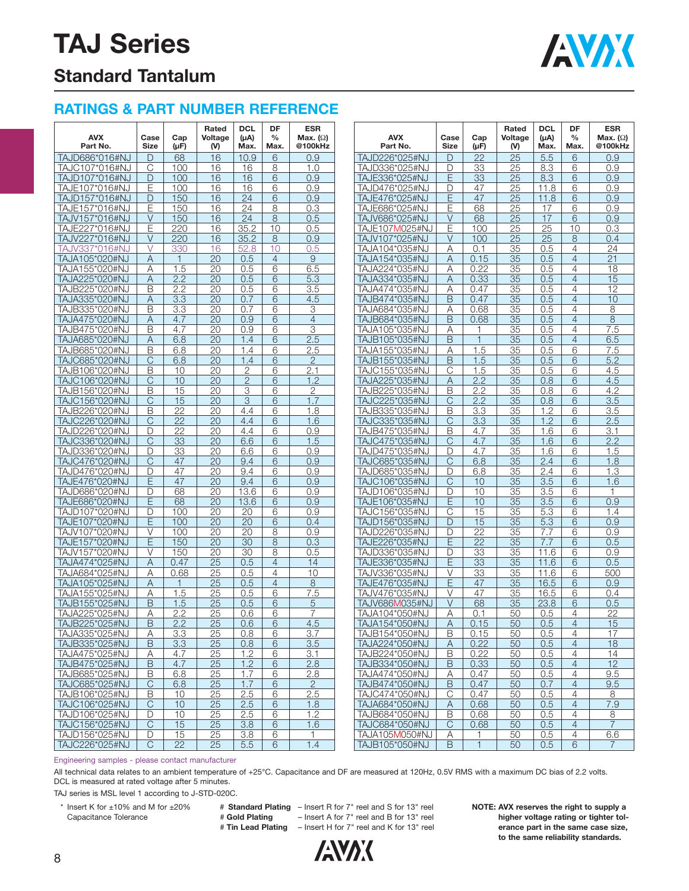# TAJ Series

## Standard Tantalum

### RATINGS & PART NUMBER REFERENCE

| AVX Part No. | Case Size | Cap (μF) | Rated Voltage (V) | DCL (μA) Max. | DF % Max. | ESR Max. (Ω) @100kHz |
|---|---|---|---|---|---|---|
| TAJD686*016#NJ | D | 68 | 16 | 10.9 | 6 | 0.9 |
| TAJC107*016#NJ | C | 100 | 16 | 16 | 8 | 1.0 |
| TAJD107*016#NJ | D | 100 | 16 | 16 | 6 | 0.9 |
| TAJE107*016#NJ | E | 100 | 16 | 16 | 6 | 0.9 |
| TAJD157*016#NJ | D | 150 | 16 | 24 | 6 | 0.9 |
| TAJE157*016#NJ | E | 150 | 16 | 24 | 8 | 0.3 |
| TAJV157*016#NJ | V | 150 | 16 | 24 | 8 | 0.5 |
| TAJE227*016#NJ | E | 220 | 16 | 35.2 | 10 | 0.5 |
| TAJV227*016#NJ | V | 220 | 16 | 35.2 | 8 | 0.9 |
| TAJV337*016#NJ | V | 330 | 16 | 52.8 | 10 | 0.5 |
| TAJA105*020#NJ | A | 1 | 20 | 0.5 | 4 | 9 |
| TAJA155*020#NJ | A | 1.5 | 20 | 0.5 | 6 | 6.5 |
| TAJA225*020#NJ | A | 2.2 | 20 | 0.5 | 6 | 5.3 |
| TAJB225*020#NJ | B | 2.2 | 20 | 0.5 | 6 | 3.5 |
| TAJA335*020#NJ | A | 3.3 | 20 | 0.7 | 6 | 4.5 |
| TAJB335*020#NJ | B | 3.3 | 20 | 0.7 | 6 | 3 |
| TAJA475*020#NJ | A | 4.7 | 20 | 0.9 | 6 | 4 |
| TAJB475*020#NJ | B | 4.7 | 20 | 0.9 | 6 | 3 |
| TAJA685*020#NJ | A | 6.8 | 20 | 1.4 | 6 | 2.5 |
| TAJB685*020#NJ | B | 6.8 | 20 | 1.4 | 6 | 2.5 |
| TAJC685*020#NJ | C | 6.8 | 20 | 1.4 | 6 | 2 |
| TAJB106*020#NJ | B | 10 | 20 | 2 | 6 | 2.1 |
| TAJC106*020#NJ | C | 10 | 20 | 2 | 6 | 1.2 |
| TAJB156*020#NJ | B | 15 | 20 | 3 | 6 | 2 |
| TAJC156*020#NJ | C | 15 | 20 | 3 | 6 | 1.7 |
| TAJB226*020#NJ | B | 22 | 20 | 4.4 | 6 | 1.8 |
| TAJC226*020#NJ | C | 22 | 20 | 4.4 | 6 | 1.6 |
| TAJD226*020#NJ | D | 22 | 20 | 4.4 | 6 | 0.9 |
| TAJC336*020#NJ | C | 33 | 20 | 6.6 | 6 | 1.5 |
| TAJD336*020#NJ | D | 33 | 20 | 6.6 | 6 | 0.9 |
| TAJC476*020#NJ | C | 47 | 20 | 9.4 | 6 | 0.9 |
| TAJD476*020#NJ | D | 47 | 20 | 9.4 | 6 | 0.9 |
| TAJE476*020#NJ | E | 47 | 20 | 9.4 | 6 | 0.9 |
| TAJD686*020#NJ | D | 68 | 20 | 13.6 | 6 | 0.9 |
| TAJE686*020#NJ | E | 68 | 20 | 13.6 | 6 | 0.9 |
| TAJD107*020#NJ | D | 100 | 20 | 20 | 6 | 0.9 |
| TAJE107*020#NJ | E | 100 | 20 | 20 | 6 | 0.4 |
| TAJV107*020#NJ | V | 100 | 20 | 20 | 8 | 0.9 |
| TAJE157*020#NJ | E | 150 | 20 | 30 | 8 | 0.3 |
| TAJV157*020#NJ | V | 150 | 20 | 30 | 8 | 0.5 |
| TAJA474*025#NJ | A | 0.47 | 25 | 0.5 | 4 | 14 |
| TAJA684*025#NJ | A | 0.68 | 25 | 0.5 | 4 | 10 |
| TAJA105*025#NJ | A | 1 | 25 | 0.5 | 4 | 8 |
| TAJA155*025#NJ | A | 1.5 | 25 | 0.5 | 6 | 7.5 |
| TAJB155*025#NJ | B | 1.5 | 25 | 0.5 | 6 | 5 |
| TAJA225*025#NJ | A | 2.2 | 25 | 0.6 | 6 | 7 |
| TAJB225*025#NJ | B | 2.2 | 25 | 0.6 | 6 | 4.5 |
| TAJA335*025#NJ | A | 3.3 | 25 | 0.8 | 6 | 3.7 |
| TAJB335*025#NJ | B | 3.3 | 25 | 0.8 | 6 | 3.5 |
| TAJA475*025#NJ | A | 4.7 | 25 | 1.2 | 6 | 3.1 |
| TAJB475*025#NJ | B | 4.7 | 25 | 1.2 | 6 | 2.8 |
| TAJB685*025#NJ | B | 6.8 | 25 | 1.7 | 6 | 2.8 |
| TAJC685*025#NJ | C | 6.8 | 25 | 1.7 | 6 | 2 |
| TAJB106*025#NJ | B | 10 | 25 | 2.5 | 6 | 2.5 |
| TAJC106*025#NJ | C | 10 | 25 | 2.5 | 6 | 1.8 |
| TAJD106*025#NJ | D | 10 | 25 | 2.5 | 6 | 1.2 |
| TAJC156*025#NJ | C | 15 | 25 | 3.8 | 6 | 1.6 |
| TAJD156*025#NJ | D | 15 | 25 | 3.8 | 6 | 1 |
| TAJC226*025#NJ | C | 22 | 25 | 5.5 | 6 | 1.4 |
| TAJD226*025#NJ | D | 22 | 25 | 5.5 | 6 | 0.9 |
| TAJD336*025#NJ | D | 33 | 25 | 8.3 | 6 | 0.9 |
| TAJE336*025#NJ | E | 33 | 25 | 8.3 | 6 | 0.9 |
| TAJD476*025#NJ | D | 47 | 25 | 11.8 | 6 | 0.9 |
| TAJE476*025#NJ | E | 47 | 25 | 11.8 | 6 | 0.9 |
| TAJE686*025#NJ | E | 68 | 25 | 17 | 6 | 0.9 |
| TAJV686*025#NJ | V | 68 | 25 | 17 | 6 | 0.9 |
| TAJE107M025#NJ | E | 100 | 25 | 25 | 10 | 0.3 |
| TAJV107*025#NJ | V | 100 | 25 | 25 | 8 | 0.4 |
| TAJA104*035#NJ | A | 0.1 | 35 | 0.5 | 4 | 24 |
| TAJA154*035#NJ | A | 0.15 | 35 | 0.5 | 4 | 21 |
| TAJA224*035#NJ | A | 0.22 | 35 | 0.5 | 4 | 18 |
| TAJA334*035#NJ | A | 0.33 | 35 | 0.5 | 4 | 15 |
| TAJA474*035#NJ | A | 0.47 | 35 | 0.5 | 4 | 12 |
| TAJB474*035#NJ | B | 0.47 | 35 | 0.5 | 4 | 10 |
| TAJA684*035#NJ | A | 0.68 | 35 | 0.5 | 4 | 8 |
| TAJB684*035#NJ | B | 0.68 | 35 | 0.5 | 4 | 8 |
| TAJA105*035#NJ | A | 1 | 35 | 0.5 | 4 | 7.5 |
| TAJB105*035#NJ | B | 1 | 35 | 0.5 | 4 | 6.5 |
| TAJA155*035#NJ | A | 1.5 | 35 | 0.5 | 6 | 7.5 |
| TAJB155*035#NJ | B | 1.5 | 35 | 0.5 | 6 | 5.2 |
| TAJC155*035#NJ | C | 1.5 | 35 | 0.5 | 6 | 4.5 |
| TAJA225*035#NJ | A | 2.2 | 35 | 0.8 | 6 | 4.5 |
| TAJB225*035#NJ | B | 2.2 | 35 | 0.8 | 6 | 4.2 |
| TAJC225*035#NJ | C | 2.2 | 35 | 0.8 | 6 | 3.5 |
| TAJB335*035#NJ | B | 3.3 | 35 | 1.2 | 6 | 3.5 |
| TAJC335*035#NJ | C | 3.3 | 35 | 1.2 | 6 | 2.5 |
| TAJB475*035#NJ | B | 4.7 | 35 | 1.6 | 6 | 3.1 |
| TAJC475*035#NJ | C | 4.7 | 35 | 1.6 | 6 | 2.2 |
| TAJD475*035#NJ | D | 4.7 | 35 | 1.6 | 6 | 1.5 |
| TAJC685*035#NJ | C | 6.8 | 35 | 2.4 | 6 | 1.8 |
| TAJD685*035#NJ | D | 6.8 | 35 | 2.4 | 6 | 1.3 |
| TAJC106*035#NJ | C | 10 | 35 | 3.5 | 6 | 1.6 |
| TAJD106*035#NJ | D | 10 | 35 | 3.5 | 6 | 1 |
| TAJE106*035#NJ | E | 10 | 35 | 3.5 | 6 | 0.9 |
| TAJC156*035#NJ | C | 15 | 35 | 5.3 | 6 | 1.4 |
| TAJD156*035#NJ | D | 15 | 35 | 5.3 | 6 | 0.9 |
| TAJD226*035#NJ | D | 22 | 35 | 7.7 | 6 | 0.9 |
| TAJE226*035#NJ | E | 22 | 35 | 7.7 | 6 | 0.5 |
| TAJD336*035#NJ | D | 33 | 35 | 11.6 | 6 | 0.9 |
| TAJE336*035#NJ | E | 33 | 35 | 11.6 | 6 | 0.5 |
| TAJV336*035#NJ | V | 33 | 35 | 11.6 | 6 | 500 |
| TAJE476*035#NJ | E | 47 | 35 | 16.5 | 6 | 0.9 |
| TAJV476*035#NJ | V | 47 | 35 | 16.5 | 6 | 0.4 |
| TAJV686M035#NJ | V | 68 | 35 | 23.8 | 6 | 0.5 |
| TAJA104*050#NJ | A | 0.1 | 50 | 0.5 | 4 | 22 |
| TAJA154*050#NJ | A | 0.15 | 50 | 0.5 | 4 | 15 |
| TAJB154*050#NJ | B | 0.15 | 50 | 0.5 | 4 | 17 |
| TAJA224*050#NJ | A | 0.22 | 50 | 0.5 | 4 | 18 |
| TAJB224*050#NJ | B | 0.22 | 50 | 0.5 | 4 | 14 |
| TAJB334*050#NJ | B | 0.33 | 50 | 0.5 | 4 | 12 |
| TAJA474*050#NJ | A | 0.47 | 50 | 0.5 | 4 | 9.5 |
| TAJB474*050#NJ | B | 0.47 | 50 | 0.7 | 4 | 9.5 |
| TAJC474*050#NJ | C | 0.47 | 50 | 0.5 | 4 | 8 |
| TAJA684*050#NJ | A | 0.68 | 50 | 0.5 | 4 | 7.9 |
| TAJB684*050#NJ | B | 0.68 | 50 | 0.5 | 4 | 8 |
| TAJC684*050#NJ | C | 0.68 | 50 | 0.5 | 4 | 7 |
| TAJA105M050#NJ | A | 1 | 50 | 0.5 | 4 | 6.6 |
| TAJB105*050#NJ | B | 1 | 50 | 0.5 | 6 | 7 |

Engineering samples - please contact manufacturer

All technical data relates to an ambient temperature of +25°C. Capacitance and DF are measured at 120Hz, 0.5V RMS with a maximum DC bias of 2.2 volts. DCL is measured at rated voltage after 5 minutes.

TAJ series is MSL level 1 according to J-STD-020C.

\* Insert K for ±10% and M for ±20% Capacitance Tolerance

\# **Standard Plating** – Insert R for 7" reel and S for 13" reel
\# **Gold Plating** – Insert A for 7" reel and B for 13" reel
\# **Tin Lead Plating** – Insert H for 7" reel and K for 13" reel

**NOTE: AVX reserves the right to supply a higher voltage rating or tighter tolerance part in the same case size, to the same reliability standards.**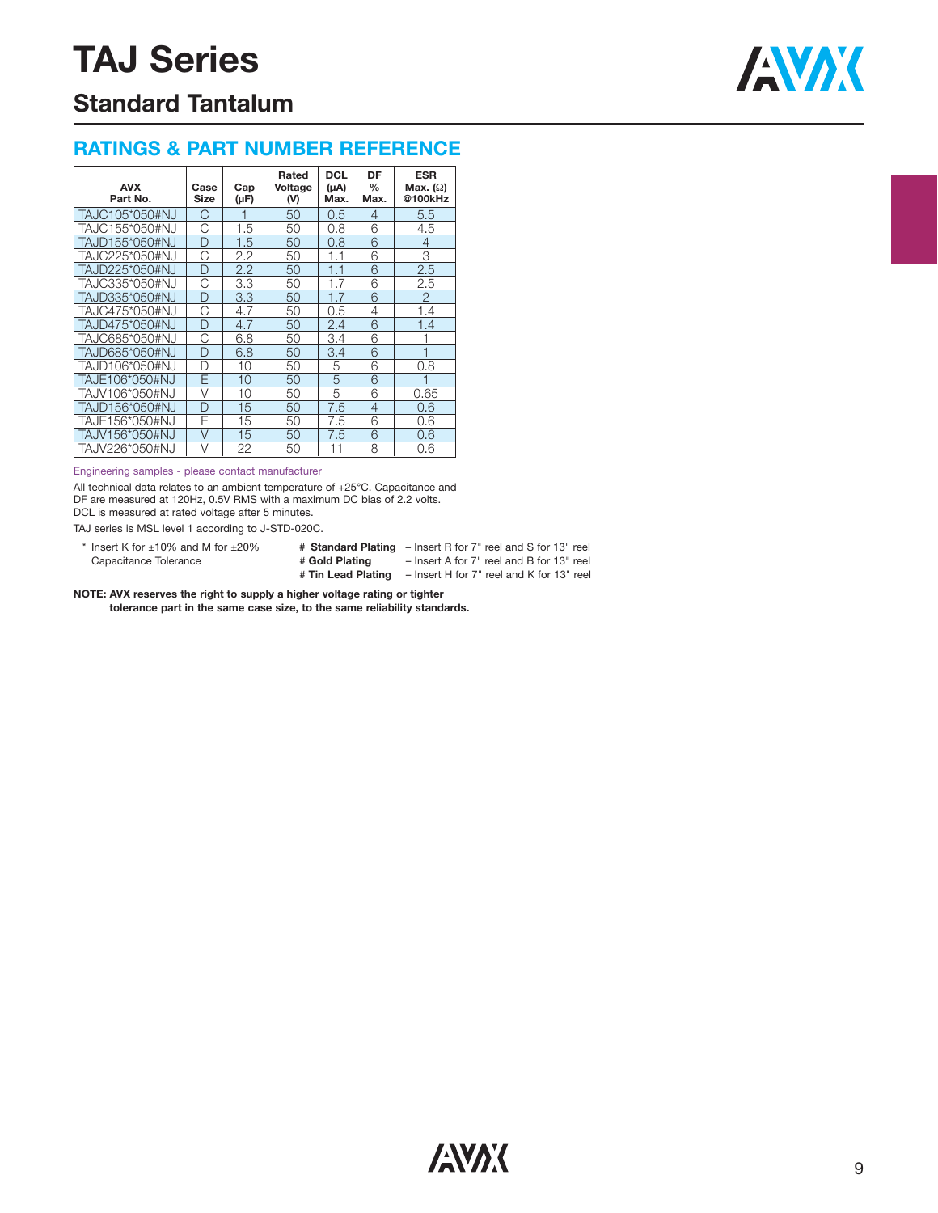# TAJ Series

## Standard Tantalum

### RATINGS & PART NUMBER REFERENCE

| AVX Part No. | Case Size | Cap (μF) | Rated Voltage (V) | DCL (μA) Max. | DF % Max. | ESR Max. (Ω) @100kHz |
|---|---|---|---|---|---|---|
| TAJC105*050#NJ | C | 1 | 50 | 0.5 | 4 | 5.5 |
| TAJC155*050#NJ | C | 1.5 | 50 | 0.8 | 6 | 4.5 |
| TAJD155*050#NJ | D | 1.5 | 50 | 0.8 | 6 | 4 |
| TAJC225*050#NJ | C | 2.2 | 50 | 1.1 | 6 | 3 |
| TAJD225*050#NJ | D | 2.2 | 50 | 1.1 | 6 | 2.5 |
| TAJC335*050#NJ | C | 3.3 | 50 | 1.7 | 6 | 2.5 |
| TAJD335*050#NJ | D | 3.3 | 50 | 1.7 | 6 | 2 |
| TAJC475*050#NJ | C | 4.7 | 50 | 0.5 | 4 | 1.4 |
| TAJD475*050#NJ | D | 4.7 | 50 | 2.4 | 6 | 1.4 |
| TAJC685*050#NJ | C | 6.8 | 50 | 3.4 | 6 | 1 |
| TAJD685*050#NJ | D | 6.8 | 50 | 3.4 | 6 | 1 |
| TAJD106*050#NJ | D | 10 | 50 | 5 | 6 | 0.8 |
| TAJE106*050#NJ | E | 10 | 50 | 5 | 6 | 1 |
| TAJV106*050#NJ | V | 10 | 50 | 5 | 6 | 0.65 |
| TAJD156*050#NJ | D | 15 | 50 | 7.5 | 4 | 0.6 |
| TAJE156*050#NJ | E | 15 | 50 | 7.5 | 6 | 0.6 |
| TAJV156*050#NJ | V | 15 | 50 | 7.5 | 6 | 0.6 |
| TAJV226*050#NJ | V | 22 | 50 | 11 | 8 | 0.6 |

Engineering samples - please contact manufacturer

All technical data relates to an ambient temperature of +25°C. Capacitance and DF are measured at 120Hz, 0.5V RMS with a maximum DC bias of 2.2 volts. DCL is measured at rated voltage after 5 minutes.

TAJ series is MSL level 1 according to J-STD-020C.

* Insert K for ±10% and M for ±20% Capacitance Tolerance

# **Standard Plating** – Insert R for 7" reel and S for 13" reel
# **Gold Plating** – Insert A for 7" reel and B for 13" reel
# **Tin Lead Plating** – Insert H for 7" reel and K for 13" reel

**NOTE: AVX reserves the right to supply a higher voltage rating or tighter tolerance part in the same case size, to the same reliability standards.**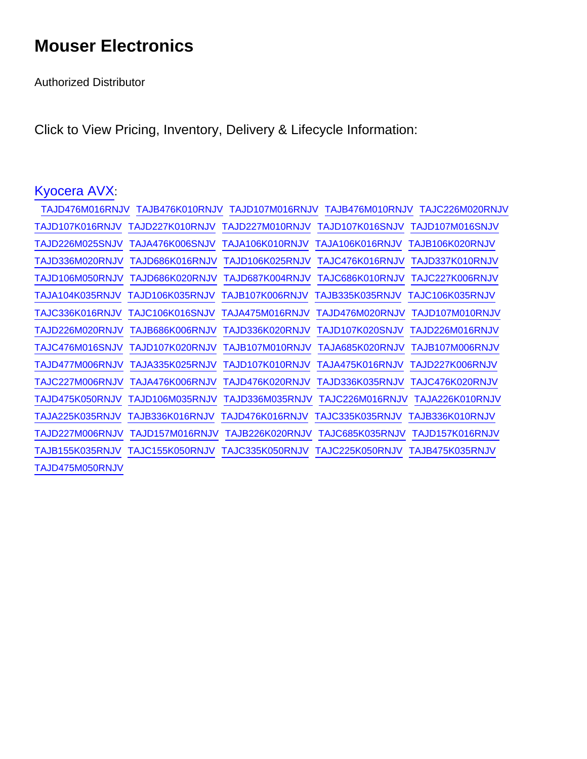# Mouser Electronics

Authorized Distributor

Click to View Pricing, Inventory, Delivery & Lifecycle Information:

Kyocera AVX:

TAJD476M016RNJV TAJB476K010RNJV TAJD107M016RNJV TAJB476M010RNJV TAJC226M020RNJV TAJD107K016RNJV TAJD227K010RNJV TAJD227M010RNJV TAJD107K016SNJV TAJD107M016SNJV TAJD226M025SNJV TAJA476K006SNJV TAJA106K010RNJV TAJA106K016RNJV TAJB106K020RNJV TAJD336M020RNJV TAJD686K016RNJV TAJD106K025RNJV TAJC476K016RNJV TAJD337K010RNJV TAJD106M050RNJV TAJD686K020RNJV TAJD687K004RNJV TAJC686K010RNJV TAJC227K006RNJV TAJA104K035RNJV TAJD106K035RNJV TAJB107K006RNJV TAJB335K035RNJV TAJC106K035RNJV TAJC336K016RNJV TAJC106K016SNJV TAJA475M016RNJV TAJD476M020RNJV TAJD107M010RNJV TAJD226M020RNJV TAJB686K006RNJV TAJD336K020RNJV TAJD107K020SNJV TAJD226M016RNJV TAJC476M016SNJV TAJD107K020RNJV TAJB107M010RNJV TAJA685K020RNJV TAJB107M006RNJV TAJD477M006RNJV TAJA335K025RNJV TAJD107K010RNJV TAJA475K016RNJV TAJD227K006RNJV TAJC227M006RNJV TAJA476K006RNJV TAJD476K020RNJV TAJD336K035RNJV TAJC476K020RNJV TAJD475K050RNJV TAJD106M035RNJV TAJD336M035RNJV TAJC226M016RNJV TAJA226K010RNJV TAJA225K035RNJV TAJB336K016RNJV TAJD476K016RNJV TAJC335K035RNJV TAJB336K010RNJV TAJD227M006RNJV TAJD157M016RNJV TAJB226K020RNJV TAJC685K035RNJV TAJD157K016RNJV TAJB155K035RNJV TAJC155K050RNJV TAJC335K050RNJV TAJC225K050RNJV TAJB475K035RNJV TAJD475M050RNJV